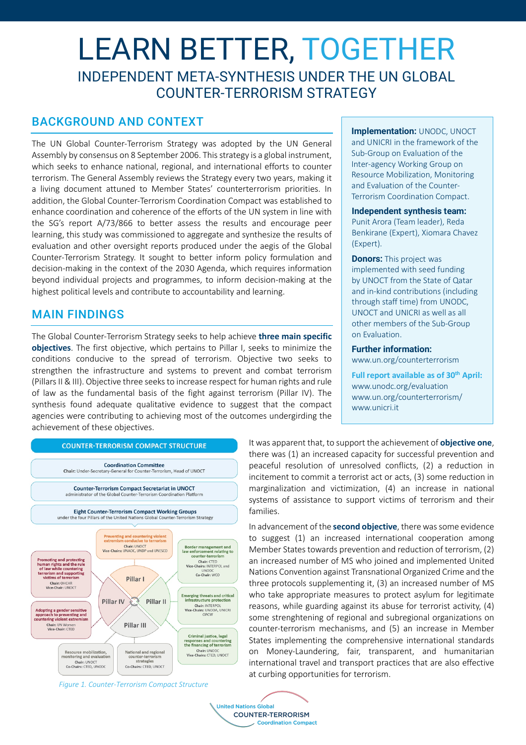# LEARN BETTER, TOGETHER

## INDEPENDENT META-SYNTHESIS UNDER THE UN GLOBAL COUNTER-TERRORISM STRATEGY

## BACKGROUND AND CONTEXT

The UN Global Counter-Terrorism Strategy was adopted by the UN General Assembly by consensus on 8 September 2006. This strategy is a global instrument, which seeks to enhance national, regional, and international efforts to counter terrorism. The General Assembly reviews the Strategy every two years, making it a living document attuned to Member States' counterterrorism priorities. In addition, the Global Counter-Terrorism Coordination Compact was established to enhance coordination and coherence of the efforts of the UN system in line with the SG's report A/73/866 to better assess the results and encourage peer learning, this study was commissioned to aggregate and synthesize the results of evaluation and other oversight reports produced under the aegis of the Global Counter-Terrorism Strategy. It sought to better inform policy formulation and decision-making in the context of the 2030 Agenda, which requires information beyond individual projects and programmes, to inform decision-making at the highest political levels and contribute to accountability and learning.

**Implementation:** UNODC, UNOCT and UNICRI in the framework of the Sub-Group on Evaluation of the Inter-agency Working Group on Resource Mobilization, Monitoring and Evaluation of the Counter-Terrorism Coordination Compact.

**Independent synthesis team:** Punit Arora (Team leader), Reda Benkirane (Expert), Xiomara Chavez (Expert).

**Donors:** This project was implemented with seed funding by UNOCT from the State of Qatar and in-kind contributions (including through staff time) from UNODC, UNOCT and UNICRI as well as all other members of the Sub-Group on Evaluation.

**Further information:** www.un.org/counterterrorism

**Full report available as of 30th April:** www.unodc.org/evaluation www.un.org/counterterrorism/ www.unicri.it

## MAIN FINDINGS

The Global Counter-Terrorism Strategy seeks to help achieve **three main specific objectives**. The first objective, which pertains to Pillar I, seeks to minimize the conditions conducive to the spread of terrorism. Objective two seeks to strengthen the infrastructure and systems to prevent and combat terrorism (Pillars II & III). Objective three seeks to increase respect for human rights and rule of law as the fundamental basis of the fight against terrorism (Pillar IV). The synthesis found adequate qualitative evidence to suggest that the compact agencies were contributing to achieving most of the outcomes undergirding the achievement of these objectives.

**COUNTER-TERRORISM COMPACT STRUCTURE**

- **Coordination Committee** — Chair: Under-Secretary-General for Counter-Terrorism, Head of UNOCT
- **Counter-Terrorism Compact Secretariat in UNOCT** — administrator of the Global Counter-Terrorism Coordination Platform
- **Eight Counter-Terrorism Compact Working Groups** — under the four Pillars of the United Nations Global Counter-Terrorism Strategy
  - Preventing and countering violent extremism conducive to terrorism — Chair: UNOCT; Vice-Chairs: UNAOC, UNDP and UNESCO (Pillar I)
  - Border management and law enforcement relating to counter-terrorism — Chair: CTED; Vice-Chairs: INTERPOL and UNODC; Co-Chair: WCO (Pillar II)
  - Emerging threats and critical infrastructure protection — Chair: INTERPOL; Vice-Chairs: UNODA, UNICRI, OPCW (Pillar II)
  - Criminal justice, legal responses and countering the financing of terrorism — Chair: UNODC; Vice-Chairs: CTED, UNOCT (Pillar III)
  - Promoting and protecting human rights and the rule of law while countering terrorism and supporting victims of terrorism — Chair: OHCHR; Vice-Chair: UNOCT (Pillar IV)
  - Adopting a gender sensitive approach to preventing and countering violent extremism — Chair: UN Women; Vice-Chair: CTED (Pillar IV)
  - Resource mobilization, monitoring and evaluation — Chair: UNOCT; Co-Chairs: CTED, UNODC
  - National and regional counter-terrorism strategies — Co-Chairs: CTED, UNOCT

*Figure 1. Counter-Terrorism Compact Structure*

It was apparent that, to support the achievement of **objective one**, there was (1) an increased capacity for successful prevention and peaceful resolution of unresolved conflicts, (2) a reduction in incitement to commit a terrorist act or acts, (3) some reduction in marginalization and victimization, (4) an increase in national systems of assistance to support victims of terrorism and their families.

In advancement of the **second objective**, there was some evidence to suggest (1) an increased international cooperation among Member States towards prevention and reduction of terrorism, (2) an increased number of MS who joined and implemented United Nations Convention against Transnational Organized Crime and the three protocols supplementing it, (3) an increased number of MS who take appropriate measures to protect asylum for legitimate reasons, while guarding against its abuse for terrorist activity, (4) some strengthening of regional and subregional organizations on counter-terrorism mechanisms, and (5) an increase in Member States implementing the comprehensive international standards on Money-Laundering, fair, transparent, and humanitarian international travel and transport practices that are also effective at curbing opportunities for terrorism.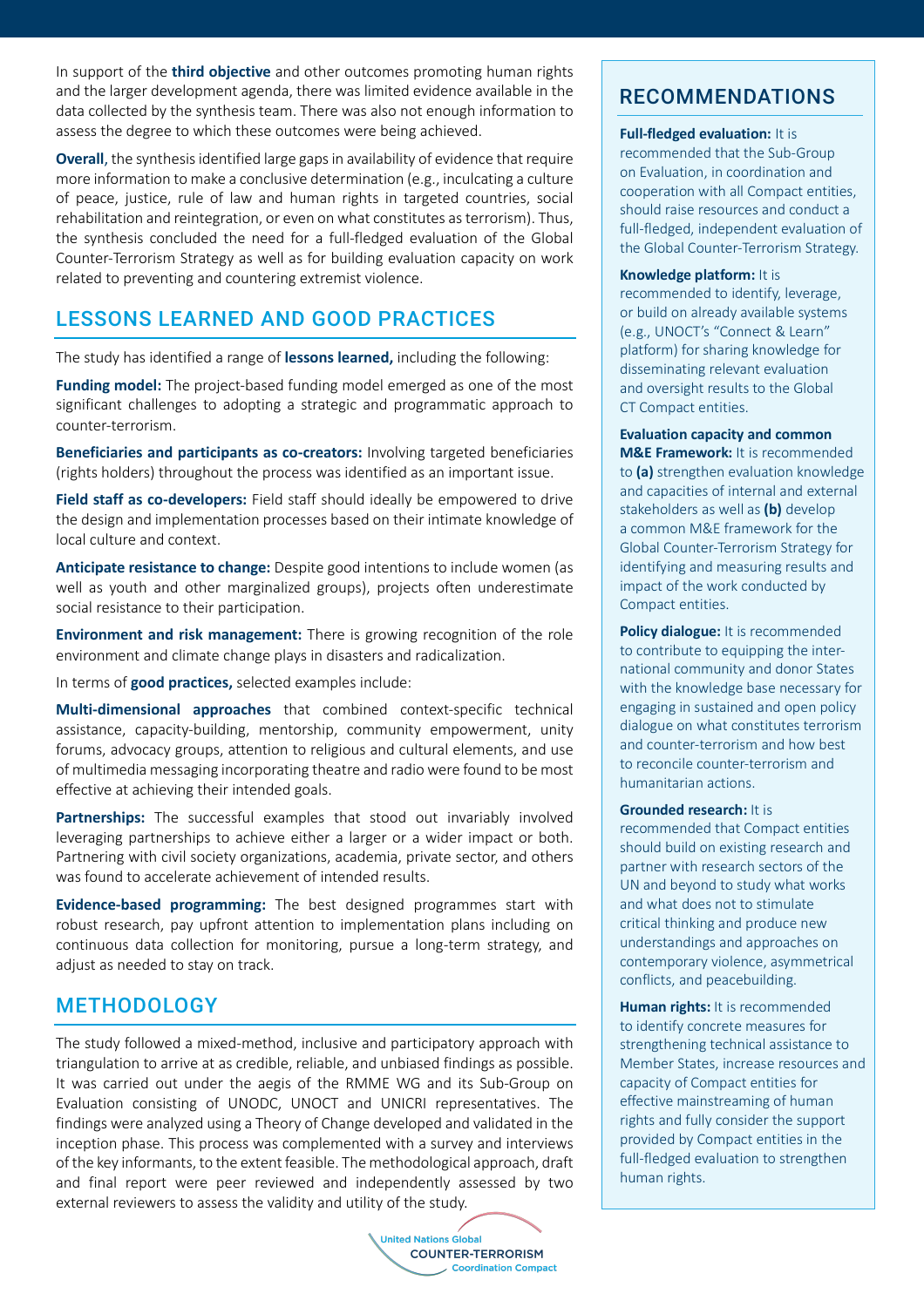In support of the **third objective** and other outcomes promoting human rights and the larger development agenda, there was limited evidence available in the data collected by the synthesis team. There was also not enough information to assess the degree to which these outcomes were being achieved.

**Overall**, the synthesis identified large gaps in availability of evidence that require more information to make a conclusive determination (e.g., inculcating a culture of peace, justice, rule of law and human rights in targeted countries, social rehabilitation and reintegration, or even on what constitutes as terrorism). Thus, the synthesis concluded the need for a full-fledged evaluation of the Global Counter-Terrorism Strategy as well as for building evaluation capacity on work related to preventing and countering extremist violence.

## LESSONS LEARNED AND GOOD PRACTICES

The study has identified a range of **lessons learned,** including the following:

**Funding model:** The project-based funding model emerged as one of the most significant challenges to adopting a strategic and programmatic approach to counter-terrorism.

**Beneficiaries and participants as co-creators:** Involving targeted beneficiaries (rights holders) throughout the process was identified as an important issue.

**Field staff as co-developers:** Field staff should ideally be empowered to drive the design and implementation processes based on their intimate knowledge of local culture and context.

**Anticipate resistance to change:** Despite good intentions to include women (as well as youth and other marginalized groups), projects often underestimate social resistance to their participation.

**Environment and risk management:** There is growing recognition of the role environment and climate change plays in disasters and radicalization.

In terms of **good practices,** selected examples include:

**Multi-dimensional approaches** that combined context-specific technical assistance, capacity-building, mentorship, community empowerment, unity forums, advocacy groups, attention to religious and cultural elements, and use of multimedia messaging incorporating theatre and radio were found to be most effective at achieving their intended goals.

**Partnerships:** The successful examples that stood out invariably involved leveraging partnerships to achieve either a larger or a wider impact or both. Partnering with civil society organizations, academia, private sector, and others was found to accelerate achievement of intended results.

**Evidence-based programming:** The best designed programmes start with robust research, pay upfront attention to implementation plans including on continuous data collection for monitoring, pursue a long-term strategy, and adjust as needed to stay on track.

## METHODOLOGY

The study followed a mixed-method, inclusive and participatory approach with triangulation to arrive at as credible, reliable, and unbiased findings as possible. It was carried out under the aegis of the RMME WG and its Sub-Group on Evaluation consisting of UNODC, UNOCT and UNICRI representatives. The findings were analyzed using a Theory of Change developed and validated in the inception phase. This process was complemented with a survey and interviews of the key informants, to the extent feasible. The methodological approach, draft and final report were peer reviewed and independently assessed by two external reviewers to assess the validity and utility of the study.

## RECOMMENDATIONS

**Full-fledged evaluation:** It is recommended that the Sub-Group on Evaluation, in coordination and cooperation with all Compact entities, should raise resources and conduct a full-fledged, independent evaluation of the Global Counter-Terrorism Strategy.

**Knowledge platform:** It is recommended to identify, leverage, or build on already available systems (e.g., UNOCT's "Connect & Learn" platform) for sharing knowledge for disseminating relevant evaluation and oversight results to the Global CT Compact entities.

**Evaluation capacity and common M&E Framework:** It is recommended to **(a)** strengthen evaluation knowledge and capacities of internal and external stakeholders as well as **(b)** develop a common M&E framework for the Global Counter-Terrorism Strategy for identifying and measuring results and impact of the work conducted by Compact entities.

**Policy dialogue:** It is recommended to contribute to equipping the international community and donor States with the knowledge base necessary for engaging in sustained and open policy dialogue on what constitutes terrorism and counter-terrorism and how best to reconcile counter-terrorism and humanitarian actions.

**Grounded research:** It is recommended that Compact entities should build on existing research and partner with research sectors of the UN and beyond to study what works and what does not to stimulate critical thinking and produce new understandings and approaches on contemporary violence, asymmetrical conflicts, and peacebuilding.

**Human rights:** It is recommended to identify concrete measures for strengthening technical assistance to Member States, increase resources and capacity of Compact entities for effective mainstreaming of human rights and fully consider the support provided by Compact entities in the full-fledged evaluation to strengthen human rights.

United Nations Global COUNTER-TERRORISM Coordination Compact